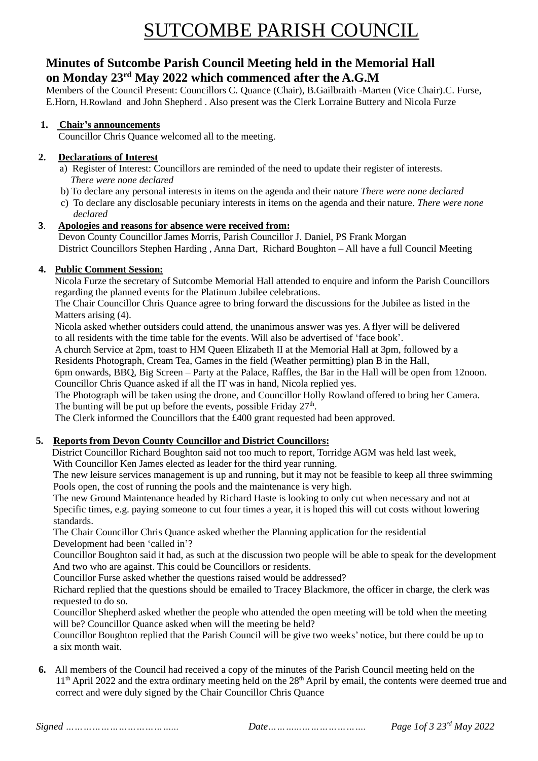# SUTCOMBE PARISH COUNCIL

## Minutes of Sutcombe Parish Council Meeting held in the Memorial Hall on Monday 23rd May 2022 which commenced after the A.G.M

Members of the Council Present: Councillors C. Quance (Chair), B.Gailbraith -Marten (Vice Chair).C. Furse, E.Horn, H.Rowland and John Shepherd . Also present was the Clerk Lorraine Buttery and Nicola Furze

1. **Chair's announcements**

   Councillor Chris Quance welcomed all to the meeting.

2. **Declarations of Interest**

   a) Register of Interest: Councillors are reminded of the need to update their register of interests. *There were none declared*

   b) To declare any personal interests in items on the agenda and their nature *There were none declared*

   c) To declare any disclosable pecuniary interests in items on the agenda and their nature. *There were none declared*

3. **Apologies and reasons for absence were received from:**

   Devon County Councillor James Morris, Parish Councillor J. Daniel, PS Frank Morgan
   District Councillors Stephen Harding , Anna Dart, Richard Boughton – All have a full Council Meeting

4. **Public Comment Session:**

   Nicola Furze the secretary of Sutcombe Memorial Hall attended to enquire and inform the Parish Councillors regarding the planned events for the Platinum Jubilee celebrations.
   The Chair Councillor Chris Quance agree to bring forward the discussions for the Jubilee as listed in the Matters arising (4).
   Nicola asked whether outsiders could attend, the unanimous answer was yes. A flyer will be delivered to all residents with the time table for the events. Will also be advertised of 'face book'.
   A church Service at 2pm, toast to HM Queen Elizabeth II at the Memorial Hall at 3pm, followed by a Residents Photograph, Cream Tea, Games in the field (Weather permitting) plan B in the Hall, 6pm onwards, BBQ, Big Screen – Party at the Palace, Raffles, the Bar in the Hall will be open from 12noon.
   Councillor Chris Quance asked if all the IT was in hand, Nicola replied yes.
   The Photograph will be taken using the drone, and Councillor Holly Rowland offered to bring her Camera.
   The bunting will be put up before the events, possible Friday 27th.
   The Clerk informed the Councillors that the £400 grant requested had been approved.

5. **Reports from Devon County Councillor and District Councillors:**

   District Councillor Richard Boughton said not too much to report, Torridge AGM was held last week, With Councillor Ken James elected as leader for the third year running.
   The new leisure services management is up and running, but it may not be feasible to keep all three swimming Pools open, the cost of running the pools and the maintenance is very high.
   The new Ground Maintenance headed by Richard Haste is looking to only cut when necessary and not at Specific times, e.g. paying someone to cut four times a year, it is hoped this will cut costs without lowering standards.
   The Chair Councillor Chris Quance asked whether the Planning application for the residential Development had been 'called in'?
   Councillor Boughton said it had, as such at the discussion two people will be able to speak for the development And two who are against. This could be Councillors or residents.
   Councillor Furse asked whether the questions raised would be addressed?
   Richard replied that the questions should be emailed to Tracey Blackmore, the officer in charge, the clerk was requested to do so.
   Councillor Shepherd asked whether the people who attended the open meeting will be told when the meeting will be? Councillor Quance asked when will the meeting be held?
   Councillor Boughton replied that the Parish Council will be give two weeks' notice, but there could be up to a six month wait.

6. All members of the Council had received a copy of the minutes of the Parish Council meeting held on the 11th April 2022 and the extra ordinary meeting held on the 28th April by email, the contents were deemed true and correct and were duly signed by the Chair Councillor Chris Quance

*Signed ……………………………….. Date…………………………..*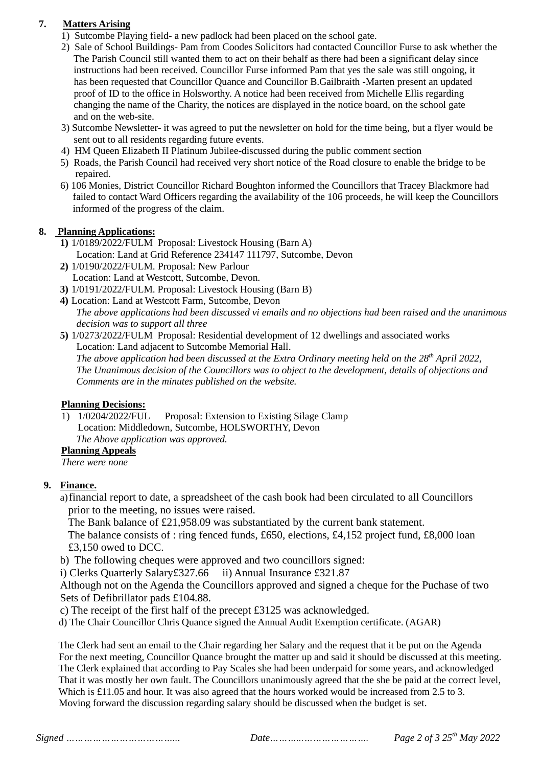**7. Matters Arising**

1) Sutcombe Playing field- a new padlock had been placed on the school gate.
2) Sale of School Buildings- Pam from Coodes Solicitors had contacted Councillor Furse to ask whether the The Parish Council still wanted them to act on their behalf as there had been a significant delay since instructions had been received. Councillor Furse informed Pam that yes the sale was still ongoing, it has been requested that Councillor Quance and Councillor B.Gailbraith -Marten present an updated proof of ID to the office in Holsworthy. A notice had been received from Michelle Ellis regarding changing the name of the Charity, the notices are displayed in the notice board, on the school gate and on the web-site.
3) Sutcombe Newsletter- it was agreed to put the newsletter on hold for the time being, but a flyer would be sent out to all residents regarding future events.
4) HM Queen Elizabeth II Platinum Jubilee-discussed during the public comment section
5) Roads, the Parish Council had received very short notice of the Road closure to enable the bridge to be repaired.
6) 106 Monies, District Councillor Richard Boughton informed the Councillors that Tracey Blackmore had failed to contact Ward Officers regarding the availability of the 106 proceeds, he will keep the Councillors informed of the progress of the claim.

**8. Planning Applications:**

**1)** 1/0189/2022/FULM Proposal: Livestock Housing (Barn A)
Location: Land at Grid Reference 234147 111797, Sutcombe, Devon

**2)** 1/0190/2022/FULM. Proposal: New Parlour
Location: Land at Westcott, Sutcombe, Devon.

**3)** 1/0191/2022/FULM. Proposal: Livestock Housing (Barn B)

**4)** Location: Land at Westcott Farm, Sutcombe, Devon
*The above applications had been discussed vi emails and no objections had been raised and the unanimous decision was to support all three*

**5)** 1/0273/2022/FULM Proposal: Residential development of 12 dwellings and associated works
Location: Land adjacent to Sutcombe Memorial Hall.
*The above application had been discussed at the Extra Ordinary meeting held on the 28th April 2022, The Unanimous decision of the Councillors was to object to the development, details of objections and Comments are in the minutes published on the website.*

**Planning Decisions:**

1) 1/0204/2022/FUL Proposal: Extension to Existing Silage Clamp
Location: Middledown, Sutcombe, HOLSWORTHY, Devon
*The Above application was approved.*

**Planning Appeals**

*There were none*

**9. Finance.**

a) financial report to date, a spreadsheet of the cash book had been circulated to all Councillors prior to the meeting, no issues were raised.
The Bank balance of £21,958.09 was substantiated by the current bank statement.
The balance consists of : ring fenced funds, £650, elections, £4,152 project fund, £8,000 loan £3,150 owed to DCC.

b) The following cheques were approved and two councillors signed:
i) Clerks Quarterly Salary£327.66 ii) Annual Insurance £321.87
Although not on the Agenda the Councillors approved and signed a cheque for the Puchase of two Sets of Defibrillator pads £104.88.

c) The receipt of the first half of the precept £3125 was acknowledged.

d) The Chair Councillor Chris Quance signed the Annual Audit Exemption certificate. (AGAR)

The Clerk had sent an email to the Chair regarding her Salary and the request that it be put on the Agenda For the next meeting, Councillor Quance brought the matter up and said it should be discussed at this meeting. The Clerk explained that according to Pay Scales she had been underpaid for some years, and acknowledged That it was mostly her own fault. The Councillors unanimously agreed that the she be paid at the correct level, Which is £11.05 and hour. It was also agreed that the hours worked would be increased from 2.5 to 3. Moving forward the discussion regarding salary should be discussed when the budget is set.

*Signed ……………………………….. Date…………………………….*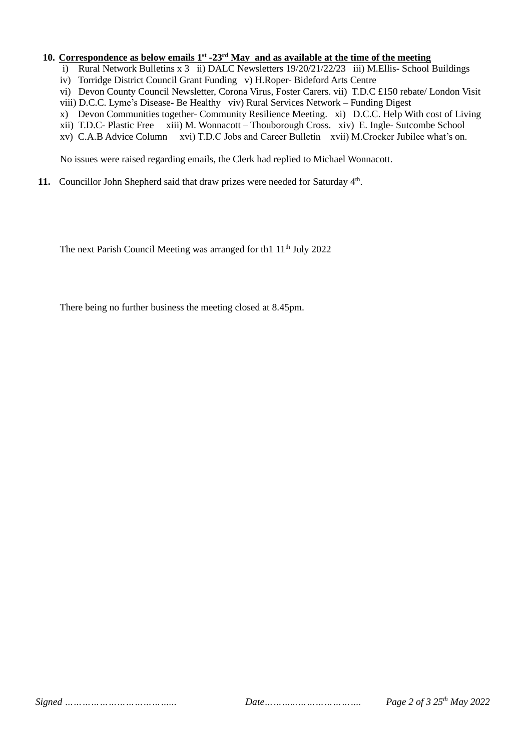**10. Correspondence as below emails 1st -23rd May and as available at the time of the meeting**

i) Rural Network Bulletins x 3 ii) DALC Newsletters 19/20/21/22/23 iii) M.Ellis- School Buildings
iv) Torridge District Council Grant Funding v) H.Roper- Bideford Arts Centre
vi) Devon County Council Newsletter, Corona Virus, Foster Carers. vii) T.D.C £150 rebate/ London Visit
viii) D.C.C. Lyme's Disease- Be Healthy viv) Rural Services Network – Funding Digest
x) Devon Communities together- Community Resilience Meeting. xi) D.C.C. Help With cost of Living
xii) T.D.C- Plastic Free xiii) M. Wonnacott – Thouborough Cross. xiv) E. Ingle- Sutcombe School
xv) C.A.B Advice Column xvi) T.D.C Jobs and Career Bulletin xvii) M.Crocker Jubilee what's on.

No issues were raised regarding emails, the Clerk had replied to Michael Wonnacott.

**11.** Councillor John Shepherd said that draw prizes were needed for Saturday 4th.

The next Parish Council Meeting was arranged for th1 11th July 2022

There being no further business the meeting closed at 8.45pm.

*Signed ……………………………….. Date…………………………. 25th May 2022*